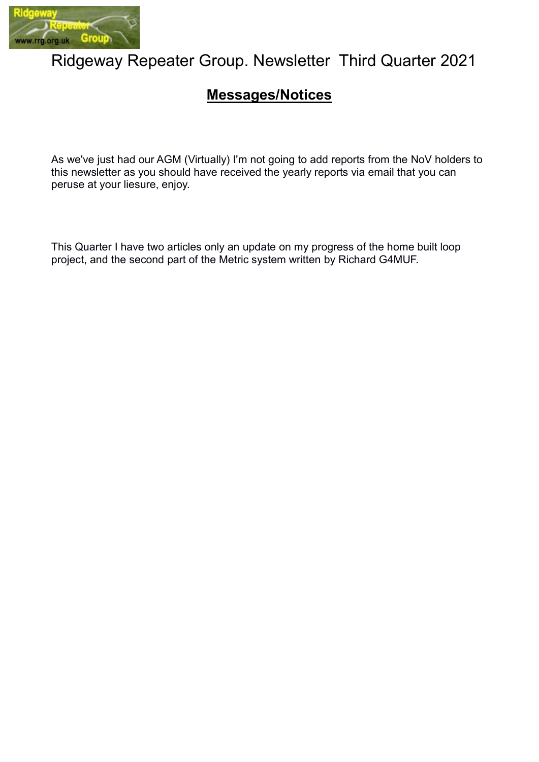# Ridgeway Repeater Group. Newsletter Third Quarter 2021

## Messages/Notices

As we've just had our AGM (Virtually) I'm not going to add reports from the NoV holders to this newsletter as you should have received the yearly reports via email that you can peruse at your liesure, enjoy.

This Quarter I have two articles only an update on my progress of the home built loop project, and the second part of the Metric system written by Richard G4MUF.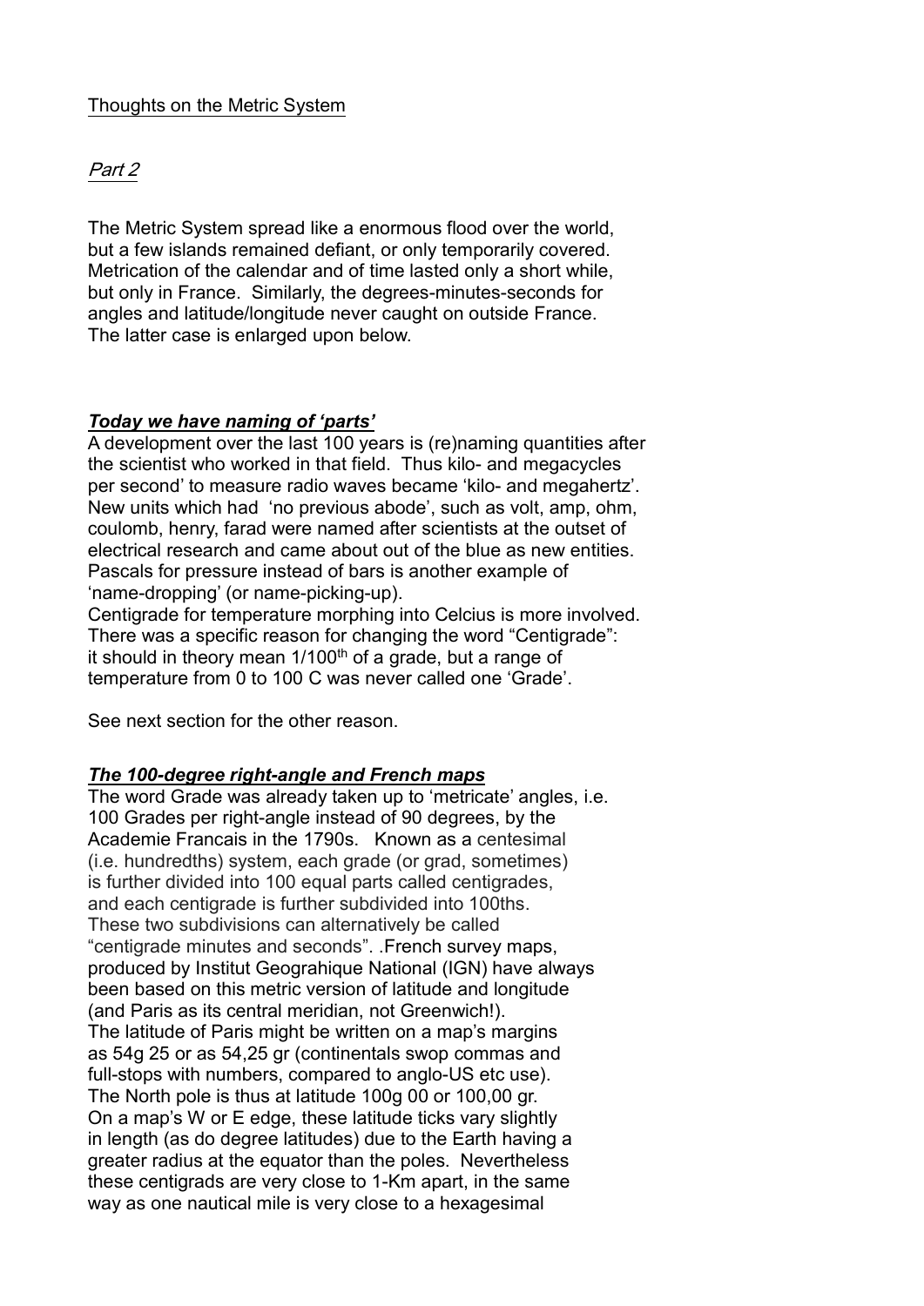Thoughts on the Metric System

*Part 2*

The Metric System spread like a enormous flood over the world, but a few islands remained defiant, or only temporarily covered. Metrication of the calendar and of time lasted only a short while, but only in France. Similarly, the degrees-minutes-seconds for angles and latitude/longitude never caught on outside France. The latter case is enlarged upon below.

### ***Today we have naming of 'parts'***

A development over the last 100 years is (re)naming quantities after the scientist who worked in that field. Thus kilo- and megacycles per second' to measure radio waves became 'kilo- and megahertz'. New units which had 'no previous abode', such as volt, amp, ohm, coulomb, henry, farad were named after scientists at the outset of electrical research and came about out of the blue as new entities. Pascals for pressure instead of bars is another example of 'name-dropping' (or name-picking-up).

Centigrade for temperature morphing into Celcius is more involved. There was a specific reason for changing the word "Centigrade": it should in theory mean 1/100th of a grade, but a range of temperature from 0 to 100 C was never called one 'Grade'.

See next section for the other reason.

### ***The 100-degree right-angle and French maps***

The word Grade was already taken up to 'metricate' angles, i.e. 100 Grades per right-angle instead of 90 degrees, by the Academie Francais in the 1790s. Known as a centesimal (i.e. hundredths) system, each grade (or grad, sometimes) is further divided into 100 equal parts called centigrades, and each centigrade is further subdivided into 100ths. These two subdivisions can alternatively be called "centigrade minutes and seconds". .French survey maps, produced by Institut Geograhique National (IGN) have always been based on this metric version of latitude and longitude (and Paris as its central meridian, not Greenwich!). The latitude of Paris might be written on a map's margins as 54g 25 or as 54,25 gr (continentals swop commas and full-stops with numbers, compared to anglo-US etc use). The North pole is thus at latitude 100g 00 or 100,00 gr. On a map's W or E edge, these latitude ticks vary slightly in length (as do degree latitudes) due to the Earth having a greater radius at the equator than the poles. Nevertheless these centigrads are very close to 1-Km apart, in the same way as one nautical mile is very close to a hexagesimal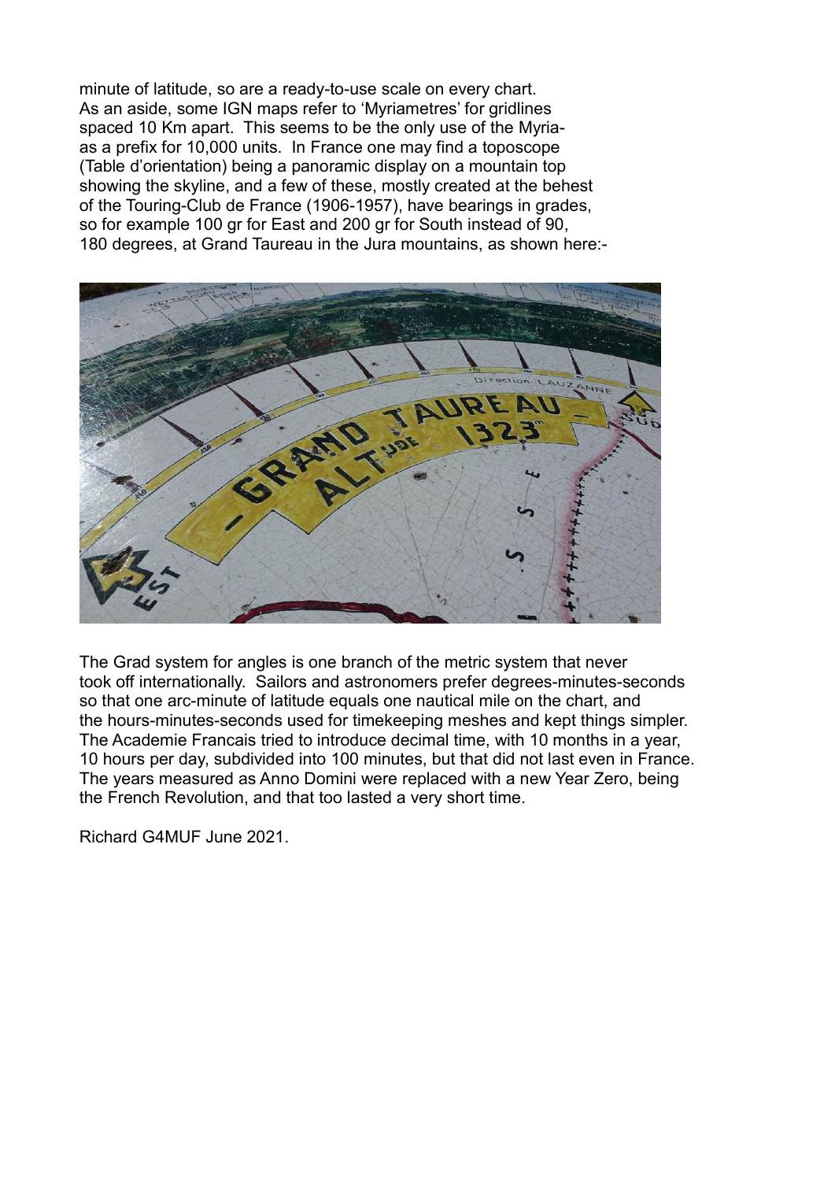minute of latitude, so are a ready-to-use scale on every chart. As an aside, some IGN maps refer to 'Myriametres' for gridlines spaced 10 Km apart. This seems to be the only use of the Myria- as a prefix for 10,000 units. In France one may find a toposcope (Table d'orientation) being a panoramic display on a mountain top showing the skyline, and a few of these, mostly created at the behest of the Touring-Club de France (1906-1957), have bearings in grades, so for example 100 gr for East and 200 gr for South instead of 90, 180 degrees, at Grand Taureau in the Jura mountains, as shown here:-

The Grad system for angles is one branch of the metric system that never took off internationally. Sailors and astronomers prefer degrees-minutes-seconds so that one arc-minute of latitude equals one nautical mile on the chart, and the hours-minutes-seconds used for timekeeping meshes and kept things simpler. The Academie Francais tried to introduce decimal time, with 10 months in a year, 10 hours per day, subdivided into 100 minutes, but that did not last even in France. The years measured as Anno Domini were replaced with a new Year Zero, being the French Revolution, and that too lasted a very short time.

Richard G4MUF June 2021.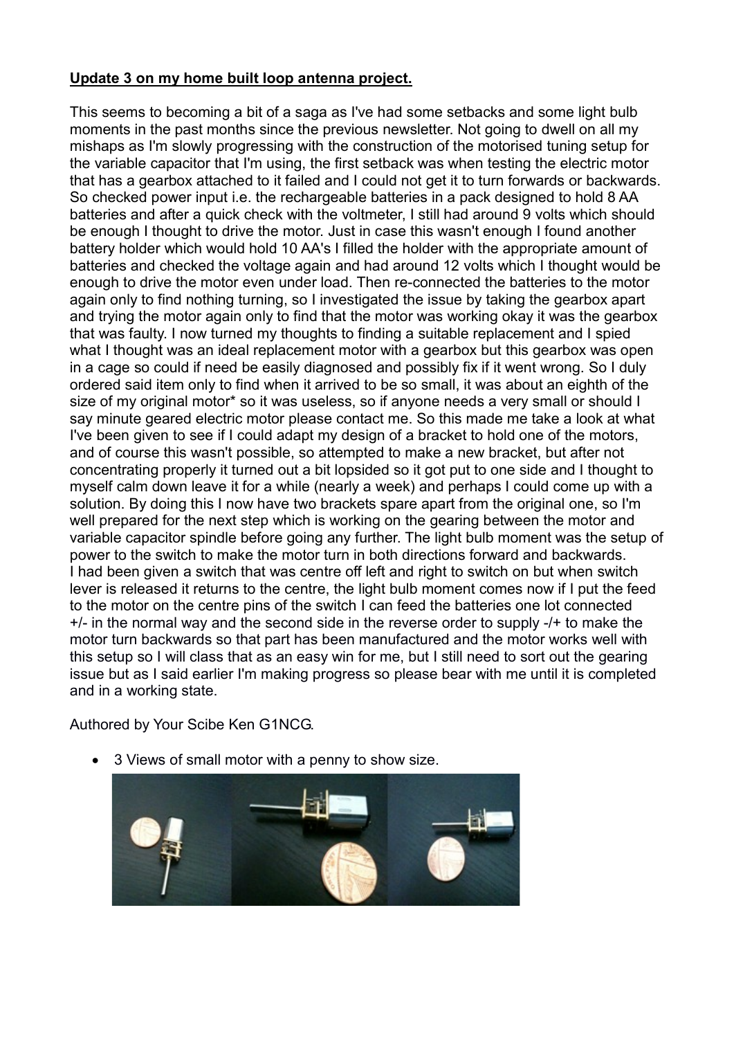**Update 3 on my home built loop antenna project.**

This seems to becoming a bit of a saga as I've had some setbacks and some light bulb moments in the past months since the previous newsletter. Not going to dwell on all my mishaps as I'm slowly progressing with the construction of the motorised tuning setup for the variable capacitor that I'm using, the first setback was when testing the electric motor that has a gearbox attached to it failed and I could not get it to turn forwards or backwards. So checked power input i.e. the rechargeable batteries in a pack designed to hold 8 AA batteries and after a quick check with the voltmeter, I still had around 9 volts which should be enough I thought to drive the motor. Just in case this wasn't enough I found another battery holder which would hold 10 AA's I filled the holder with the appropriate amount of batteries and checked the voltage again and had around 12 volts which I thought would be enough to drive the motor even under load. Then re-connected the batteries to the motor again only to find nothing turning, so I investigated the issue by taking the gearbox apart and trying the motor again only to find that the motor was working okay it was the gearbox that was faulty. I now turned my thoughts to finding a suitable replacement and I spied what I thought was an ideal replacement motor with a gearbox but this gearbox was open in a cage so could if need be easily diagnosed and possibly fix if it went wrong. So I duly ordered said item only to find when it arrived to be so small, it was about an eighth of the size of my original motor* so it was useless, so if anyone needs a very small or should I say minute geared electric motor please contact me. So this made me take a look at what I've been given to see if I could adapt my design of a bracket to hold one of the motors, and of course this wasn't possible, so attempted to make a new bracket, but after not concentrating properly it turned out a bit lopsided so it got put to one side and I thought to myself calm down leave it for a while (nearly a week) and perhaps I could come up with a solution. By doing this I now have two brackets spare apart from the original one, so I'm well prepared for the next step which is working on the gearing between the motor and variable capacitor spindle before going any further. The light bulb moment was the setup of power to the switch to make the motor turn in both directions forward and backwards. I had been given a switch that was centre off left and right to switch on but when switch lever is released it returns to the centre, the light bulb moment comes now if I put the feed to the motor on the centre pins of the switch I can feed the batteries one lot connected +/- in the normal way and the second side in the reverse order to supply -/+ to make the motor turn backwards so that part has been manufactured and the motor works well with this setup so I will class that as an easy win for me, but I still need to sort out the gearing issue but as I said earlier I'm making progress so please bear with me until it is completed and in a working state.

Authored by Your Scibe Ken G1NCG.

- 3 Views of small motor with a penny to show size.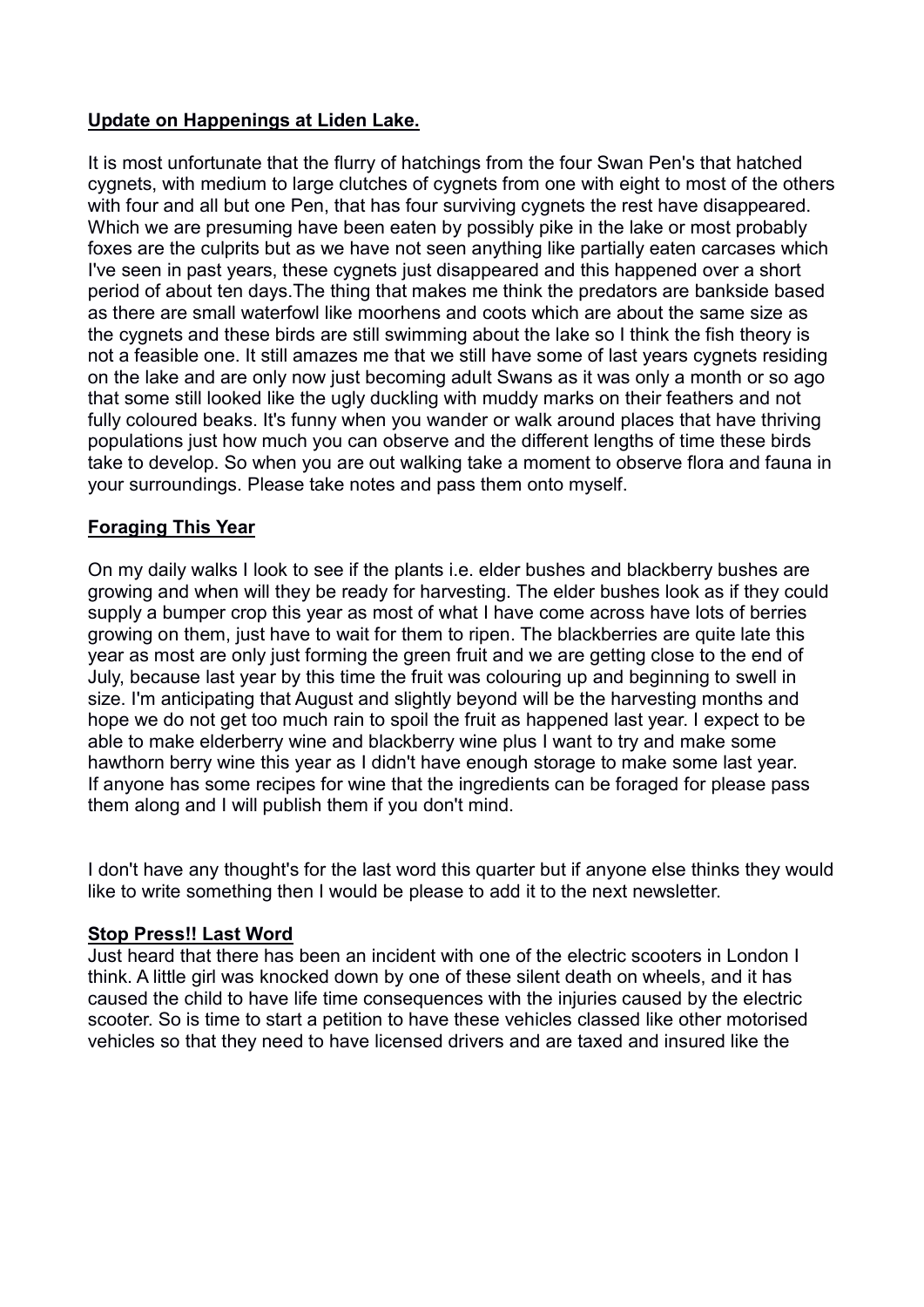## **Update on Happenings at Liden Lake.**

It is most unfortunate that the flurry of hatchings from the four Swan Pen's that hatched cygnets, with medium to large clutches of cygnets from one with eight to most of the others with four and all but one Pen, that has four surviving cygnets the rest have disappeared. Which we are presuming have been eaten by possibly pike in the lake or most probably foxes are the culprits but as we have not seen anything like partially eaten carcases which I've seen in past years, these cygnets just disappeared and this happened over a short period of about ten days.The thing that makes me think the predators are bankside based as there are small waterfowl like moorhens and coots which are about the same size as the cygnets and these birds are still swimming about the lake so I think the fish theory is not a feasible one. It still amazes me that we still have some of last years cygnets residing on the lake and are only now just becoming adult Swans as it was only a month or so ago that some still looked like the ugly duckling with muddy marks on their feathers and not fully coloured beaks. It's funny when you wander or walk around places that have thriving populations just how much you can observe and the different lengths of time these birds take to develop. So when you are out walking take a moment to observe flora and fauna in your surroundings. Please take notes and pass them onto myself.

## **Foraging This Year**

On my daily walks I look to see if the plants i.e. elder bushes and blackberry bushes are growing and when will they be ready for harvesting. The elder bushes look as if they could supply a bumper crop this year as most of what I have come across have lots of berries growing on them, just have to wait for them to ripen. The blackberries are quite late this year as most are only just forming the green fruit and we are getting close to the end of July, because last year by this time the fruit was colouring up and beginning to swell in size. I'm anticipating that August and slightly beyond will be the harvesting months and hope we do not get too much rain to spoil the fruit as happened last year. I expect to be able to make elderberry wine and blackberry wine plus I want to try and make some hawthorn berry wine this year as I didn't have enough storage to make some last year. If anyone has some recipes for wine that the ingredients can be foraged for please pass them along and I will publish them if you don't mind.

I don't have any thought's for the last word this quarter but if anyone else thinks they would like to write something then I would be please to add it to the next newsletter.

## **Stop Press!! Last Word**

Just heard that there has been an incident with one of the electric scooters in London I think. A little girl was knocked down by one of these silent death on wheels, and it has caused the child to have life time consequences with the injuries caused by the electric scooter. So is time to start a petition to have these vehicles classed like other motorised vehicles so that they need to have licensed drivers and are taxed and insured like the